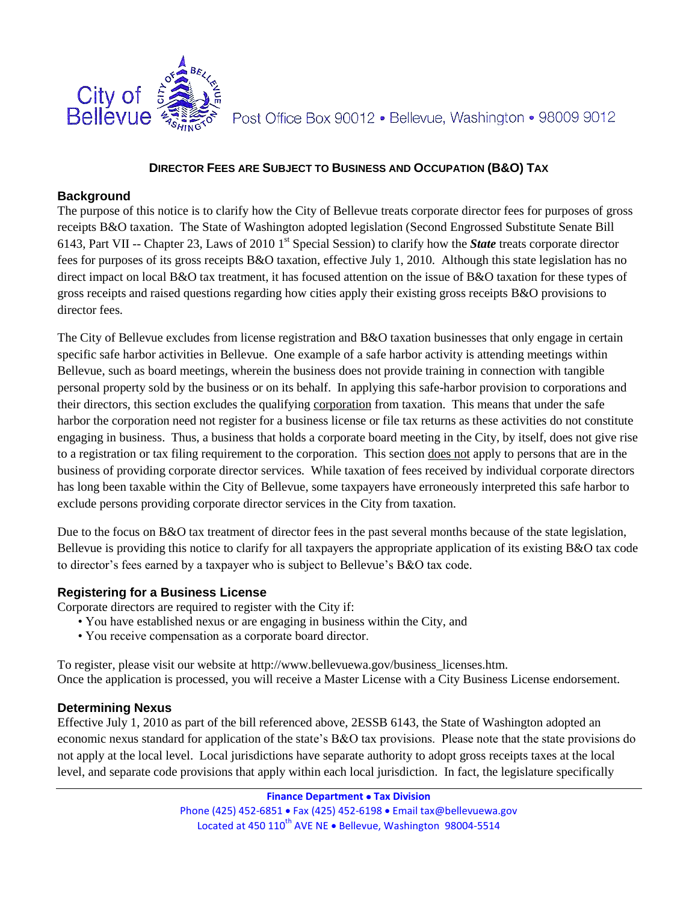City of Bellevue Post Office Box 90012 • Bellevue, Washington • 98009 9012

# DIRECTOR FEES ARE SUBJECT TO BUSINESS AND OCCUPATION (B&O) TAX

## Background

The purpose of this notice is to clarify how the City of Bellevue treats corporate director fees for purposes of gross receipts B&O taxation. The State of Washington adopted legislation (Second Engrossed Substitute Senate Bill 6143, Part VII -- Chapter 23, Laws of 2010 1st Special Session) to clarify how the ***State*** treats corporate director fees for purposes of its gross receipts B&O taxation, effective July 1, 2010. Although this state legislation has no direct impact on local B&O tax treatment, it has focused attention on the issue of B&O taxation for these types of gross receipts and raised questions regarding how cities apply their existing gross receipts B&O provisions to director fees.

The City of Bellevue excludes from license registration and B&O taxation businesses that only engage in certain specific safe harbor activities in Bellevue. One example of a safe harbor activity is attending meetings within Bellevue, such as board meetings, wherein the business does not provide training in connection with tangible personal property sold by the business or on its behalf. In applying this safe-harbor provision to corporations and their directors, this section excludes the qualifying corporation from taxation. This means that under the safe harbor the corporation need not register for a business license or file tax returns as these activities do not constitute engaging in business. Thus, a business that holds a corporate board meeting in the City, by itself, does not give rise to a registration or tax filing requirement to the corporation. This section does not apply to persons that are in the business of providing corporate director services. While taxation of fees received by individual corporate directors has long been taxable within the City of Bellevue, some taxpayers have erroneously interpreted this safe harbor to exclude persons providing corporate director services in the City from taxation.

Due to the focus on B&O tax treatment of director fees in the past several months because of the state legislation, Bellevue is providing this notice to clarify for all taxpayers the appropriate application of its existing B&O tax code to director's fees earned by a taxpayer who is subject to Bellevue's B&O tax code.

## Registering for a Business License

Corporate directors are required to register with the City if:

- You have established nexus or are engaging in business within the City, and
- You receive compensation as a corporate board director.

To register, please visit our website at http://www.bellevuewa.gov/business_licenses.htm.
Once the application is processed, you will receive a Master License with a City Business License endorsement.

## Determining Nexus

Effective July 1, 2010 as part of the bill referenced above, 2ESSB 6143, the State of Washington adopted an economic nexus standard for application of the state's B&O tax provisions. Please note that the state provisions do not apply at the local level. Local jurisdictions have separate authority to adopt gross receipts taxes at the local level, and separate code provisions that apply within each local jurisdiction. In fact, the legislature specifically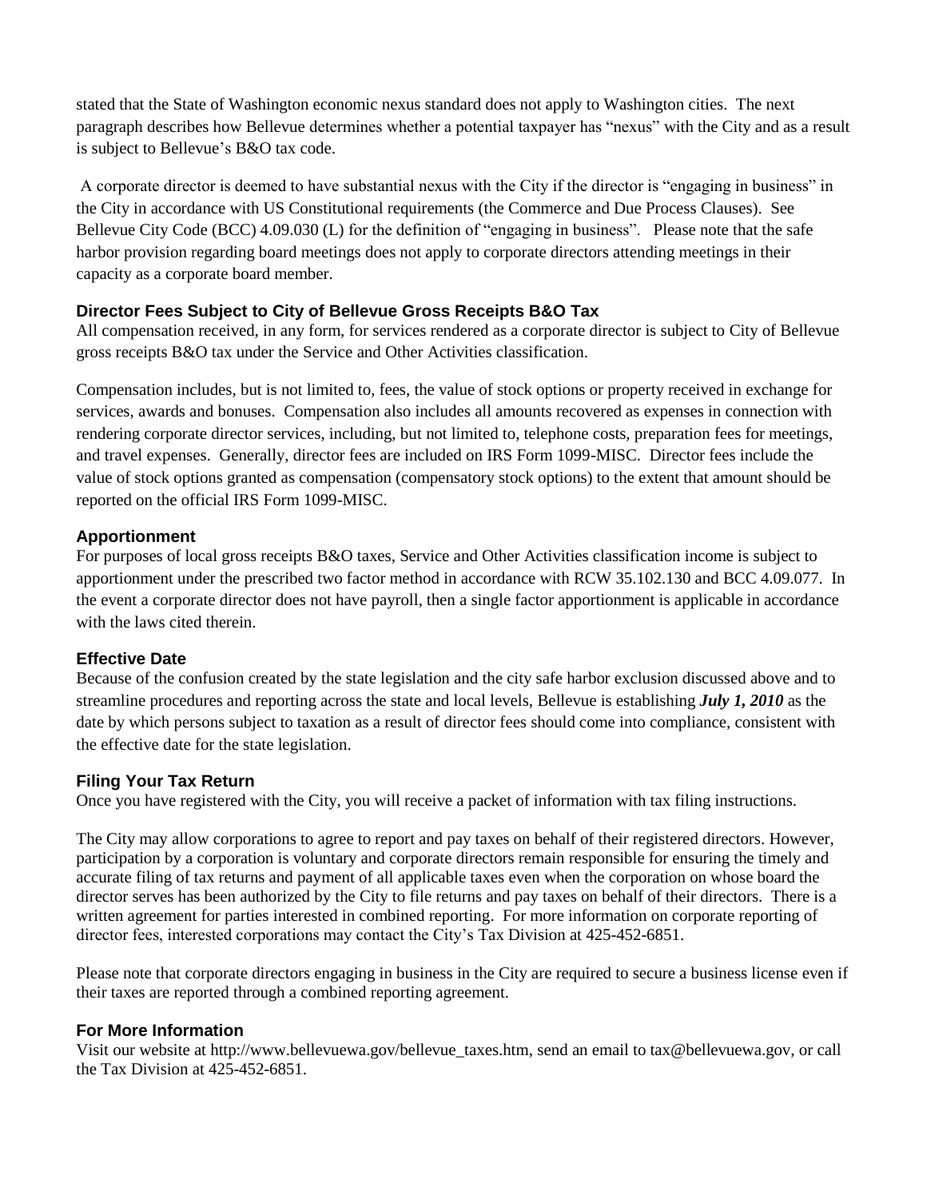stated that the State of Washington economic nexus standard does not apply to Washington cities. The next paragraph describes how Bellevue determines whether a potential taxpayer has "nexus" with the City and as a result is subject to Bellevue's B&O tax code.

A corporate director is deemed to have substantial nexus with the City if the director is "engaging in business" in the City in accordance with US Constitutional requirements (the Commerce and Due Process Clauses). See Bellevue City Code (BCC) 4.09.030 (L) for the definition of "engaging in business". Please note that the safe harbor provision regarding board meetings does not apply to corporate directors attending meetings in their capacity as a corporate board member.

### Director Fees Subject to City of Bellevue Gross Receipts B&O Tax

All compensation received, in any form, for services rendered as a corporate director is subject to City of Bellevue gross receipts B&O tax under the Service and Other Activities classification.

Compensation includes, but is not limited to, fees, the value of stock options or property received in exchange for services, awards and bonuses. Compensation also includes all amounts recovered as expenses in connection with rendering corporate director services, including, but not limited to, telephone costs, preparation fees for meetings, and travel expenses. Generally, director fees are included on IRS Form 1099-MISC. Director fees include the value of stock options granted as compensation (compensatory stock options) to the extent that amount should be reported on the official IRS Form 1099-MISC.

### Apportionment

For purposes of local gross receipts B&O taxes, Service and Other Activities classification income is subject to apportionment under the prescribed two factor method in accordance with RCW 35.102.130 and BCC 4.09.077. In the event a corporate director does not have payroll, then a single factor apportionment is applicable in accordance with the laws cited therein.

### Effective Date

Because of the confusion created by the state legislation and the city safe harbor exclusion discussed above and to streamline procedures and reporting across the state and local levels, Bellevue is establishing ***July 1, 2010*** as the date by which persons subject to taxation as a result of director fees should come into compliance, consistent with the effective date for the state legislation.

### Filing Your Tax Return

Once you have registered with the City, you will receive a packet of information with tax filing instructions.

The City may allow corporations to agree to report and pay taxes on behalf of their registered directors. However, participation by a corporation is voluntary and corporate directors remain responsible for ensuring the timely and accurate filing of tax returns and payment of all applicable taxes even when the corporation on whose board the director serves has been authorized by the City to file returns and pay taxes on behalf of their directors. There is a written agreement for parties interested in combined reporting. For more information on corporate reporting of director fees, interested corporations may contact the City's Tax Division at 425-452-6851.

Please note that corporate directors engaging in business in the City are required to secure a business license even if their taxes are reported through a combined reporting agreement.

### For More Information

Visit our website at http://www.bellevuewa.gov/bellevue_taxes.htm, send an email to tax@bellevuewa.gov, or call the Tax Division at 425-452-6851.